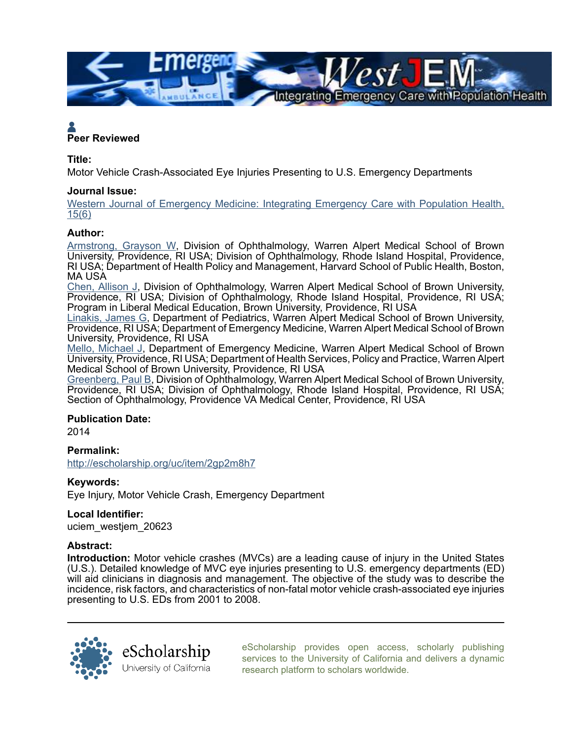Peer Reviewed

**Title:**

Motor Vehicle Crash-Associated Eye Injuries Presenting to U.S. Emergency Departments

**Journal Issue:**

Western Journal of Emergency Medicine: Integrating Emergency Care with Population Health, 15(6)

**Author:**

Armstrong, Grayson W, Division of Ophthalmology, Warren Alpert Medical School of Brown University, Providence, RI USA; Division of Ophthalmology, Rhode Island Hospital, Providence, RI USA; Department of Health Policy and Management, Harvard School of Public Health, Boston, MA USA

Chen, Allison J, Division of Ophthalmology, Warren Alpert Medical School of Brown University, Providence, RI USA; Division of Ophthalmology, Rhode Island Hospital, Providence, RI USA; Program in Liberal Medical Education, Brown University, Providence, RI USA

Linakis, James G, Department of Pediatrics, Warren Alpert Medical School of Brown University, Providence, RI USA; Department of Emergency Medicine, Warren Alpert Medical School of Brown University, Providence, RI USA

Mello, Michael J, Department of Emergency Medicine, Warren Alpert Medical School of Brown University, Providence, RI USA; Department of Health Services, Policy and Practice, Warren Alpert Medical School of Brown University, Providence, RI USA

Greenberg, Paul B, Division of Ophthalmology, Warren Alpert Medical School of Brown University, Providence, RI USA; Division of Ophthalmology, Rhode Island Hospital, Providence, RI USA; Section of Ophthalmology, Providence VA Medical Center, Providence, RI USA

**Publication Date:**

2014

**Permalink:**

http://escholarship.org/uc/item/2gp2m8h7

**Keywords:**

Eye Injury, Motor Vehicle Crash, Emergency Department

**Local Identifier:**

uciem_westjem_20623

**Abstract:**

**Introduction:** Motor vehicle crashes (MVCs) are a leading cause of injury in the United States (U.S.). Detailed knowledge of MVC eye injuries presenting to U.S. emergency departments (ED) will aid clinicians in diagnosis and management. The objective of the study was to describe the incidence, risk factors, and characteristics of non-fatal motor vehicle crash-associated eye injuries presenting to U.S. EDs from 2001 to 2008.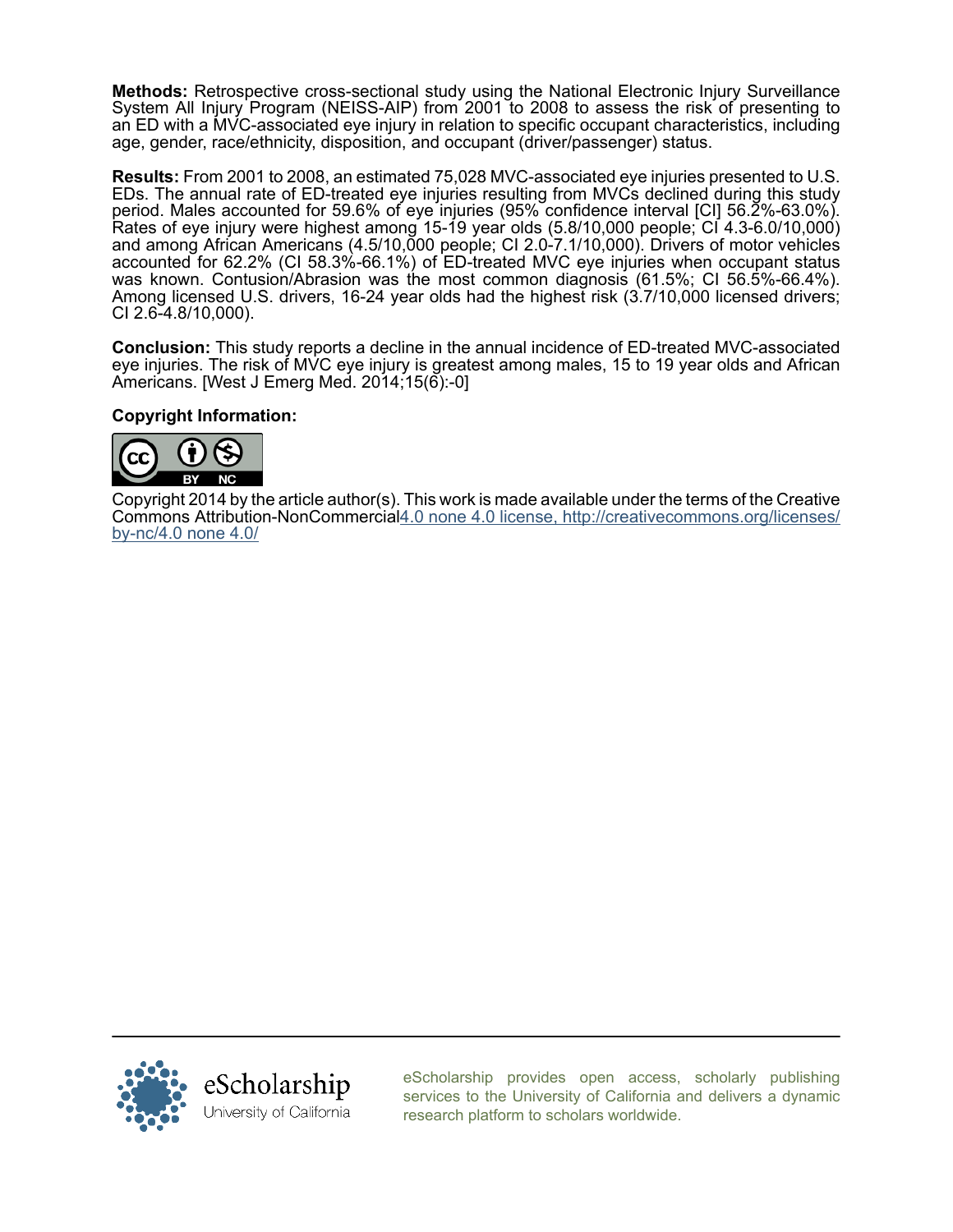**Methods:** Retrospective cross-sectional study using the National Electronic Injury Surveillance System All Injury Program (NEISS-AIP) from 2001 to 2008 to assess the risk of presenting to an ED with a MVC-associated eye injury in relation to specific occupant characteristics, including age, gender, race/ethnicity, disposition, and occupant (driver/passenger) status.

**Results:** From 2001 to 2008, an estimated 75,028 MVC-associated eye injuries presented to U.S. EDs. The annual rate of ED-treated eye injuries resulting from MVCs declined during this study period. Males accounted for 59.6% of eye injuries (95% confidence interval [CI] 56.2%-63.0%). Rates of eye injury were highest among 15-19 year olds (5.8/10,000 people; CI 4.3-6.0/10,000) and among African Americans (4.5/10,000 people; CI 2.0-7.1/10,000). Drivers of motor vehicles accounted for 62.2% (CI 58.3%-66.1%) of ED-treated MVC eye injuries when occupant status was known. Contusion/Abrasion was the most common diagnosis (61.5%; CI 56.5%-66.4%). Among licensed U.S. drivers, 16-24 year olds had the highest risk (3.7/10,000 licensed drivers; CI 2.6-4.8/10,000).

**Conclusion:** This study reports a decline in the annual incidence of ED-treated MVC-associated eye injuries. The risk of MVC eye injury is greatest among males, 15 to 19 year olds and African Americans. [West J Emerg Med. 2014;15(6):-0]

**Copyright Information:**

Copyright 2014 by the article author(s). This work is made available under the terms of the Creative Commons Attribution-NonCommercial4.0 none 4.0 license, http://creativecommons.org/licenses/by-nc/4.0 none 4.0/

eScholarship provides open access, scholarly publishing services to the University of California and delivers a dynamic research platform to scholars worldwide.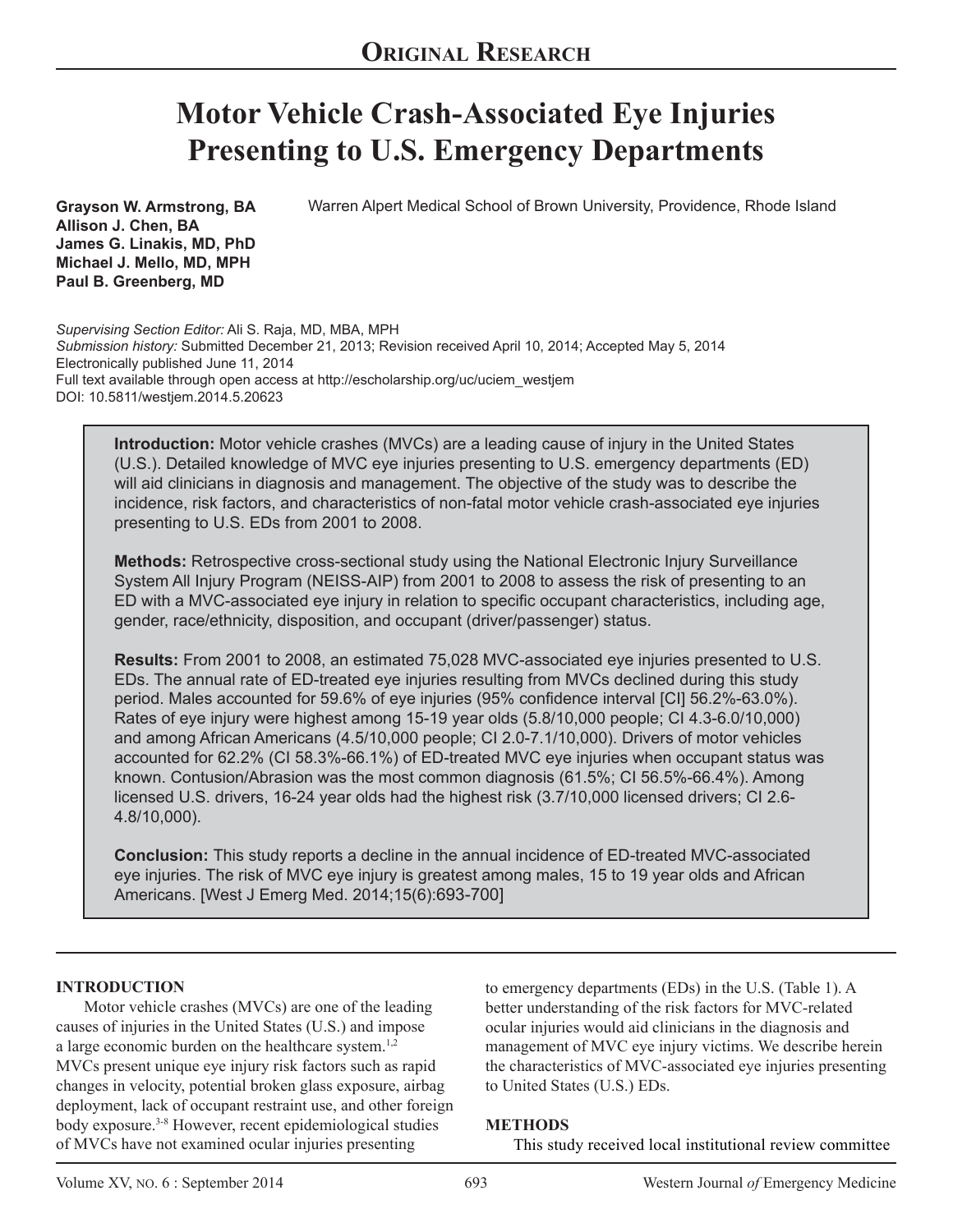# Original Research

# Motor Vehicle Crash-Associated Eye Injuries Presenting to U.S. Emergency Departments

**Grayson W. Armstrong, BA**
**Allison J. Chen, BA**
**James G. Linakis, MD, PhD**
**Michael J. Mello, MD, MPH**
**Paul B. Greenberg, MD**

Warren Alpert Medical School of Brown University, Providence, Rhode Island

*Supervising Section Editor:* Ali S. Raja, MD, MBA, MPH
*Submission history:* Submitted December 21, 2013; Revision received April 10, 2014; Accepted May 5, 2014
Electronically published June 11, 2014
Full text available through open access at http://escholarship.org/uc/uciem_westjem
DOI: 10.5811/westjem.2014.5.20623

**Introduction:** Motor vehicle crashes (MVCs) are a leading cause of injury in the United States (U.S.). Detailed knowledge of MVC eye injuries presenting to U.S. emergency departments (ED) will aid clinicians in diagnosis and management. The objective of the study was to describe the incidence, risk factors, and characteristics of non-fatal motor vehicle crash-associated eye injuries presenting to U.S. EDs from 2001 to 2008.

**Methods:** Retrospective cross-sectional study using the National Electronic Injury Surveillance System All Injury Program (NEISS-AIP) from 2001 to 2008 to assess the risk of presenting to an ED with a MVC-associated eye injury in relation to specific occupant characteristics, including age, gender, race/ethnicity, disposition, and occupant (driver/passenger) status.

**Results:** From 2001 to 2008, an estimated 75,028 MVC-associated eye injuries presented to U.S. EDs. The annual rate of ED-treated eye injuries resulting from MVCs declined during this study period. Males accounted for 59.6% of eye injuries (95% confidence interval [CI] 56.2%-63.0%). Rates of eye injury were highest among 15-19 year olds (5.8/10,000 people; CI 4.3-6.0/10,000) and among African Americans (4.5/10,000 people; CI 2.0-7.1/10,000). Drivers of motor vehicles accounted for 62.2% (CI 58.3%-66.1%) of ED-treated MVC eye injuries when occupant status was known. Contusion/Abrasion was the most common diagnosis (61.5%; CI 56.5%-66.4%). Among licensed U.S. drivers, 16-24 year olds had the highest risk (3.7/10,000 licensed drivers; CI 2.6-4.8/10,000).

**Conclusion:** This study reports a decline in the annual incidence of ED-treated MVC-associated eye injuries. The risk of MVC eye injury is greatest among males, 15 to 19 year olds and African Americans. [West J Emerg Med. 2014;15(6):693-700]

## INTRODUCTION

Motor vehicle crashes (MVCs) are one of the leading causes of injuries in the United States (U.S.) and impose a large economic burden on the healthcare system.[1,2] MVCs present unique eye injury risk factors such as rapid changes in velocity, potential broken glass exposure, airbag deployment, lack of occupant restraint use, and other foreign body exposure.[3-8] However, recent epidemiological studies of MVCs have not examined ocular injuries presenting to emergency departments (EDs) in the U.S. (Table 1). A better understanding of the risk factors for MVC-related ocular injuries would aid clinicians in the diagnosis and management of MVC eye injury victims. We describe herein the characteristics of MVC-associated eye injuries presenting to United States (U.S.) EDs.

## METHODS

This study received local institutional review committee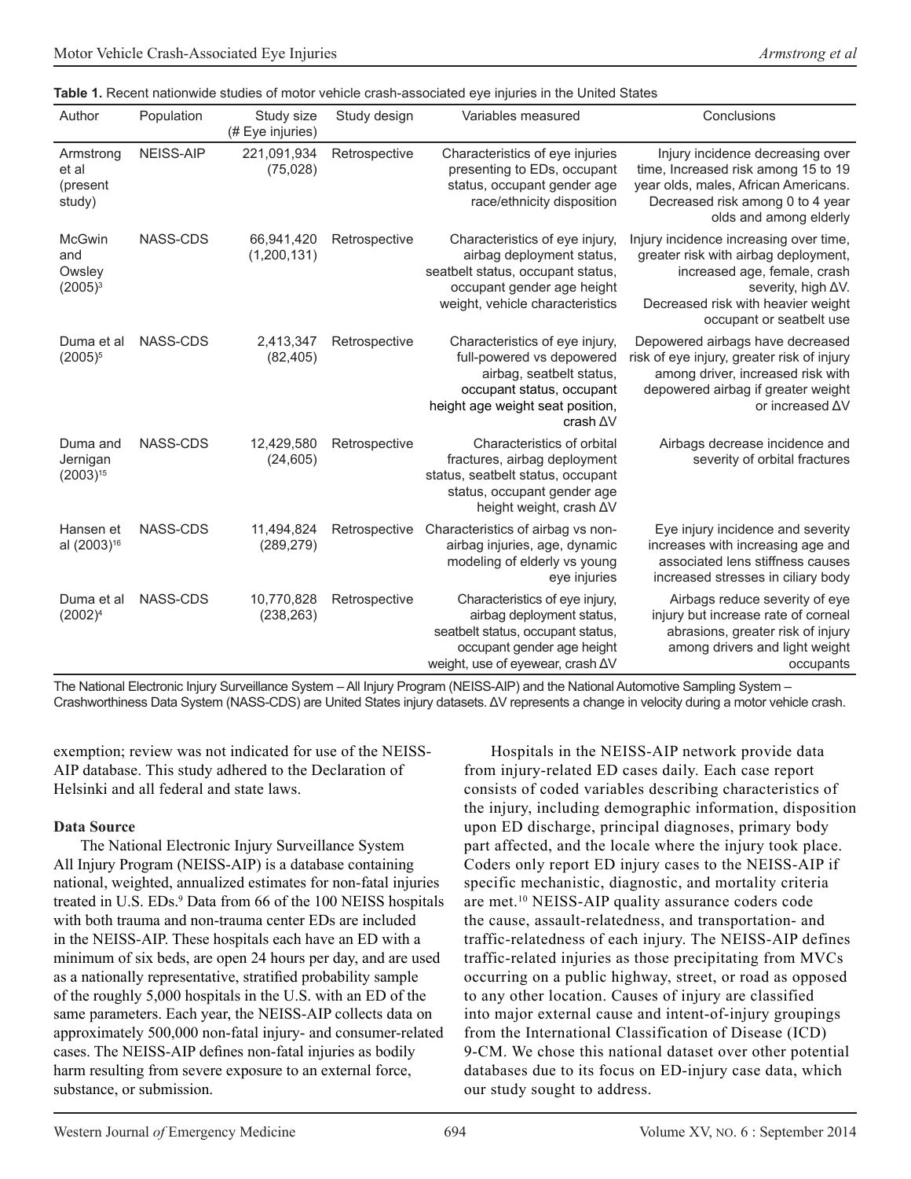**Table 1.** Recent nationwide studies of motor vehicle crash-associated eye injuries in the United States

| Author | Population | Study size (# Eye injuries) | Study design | Variables measured | Conclusions |
|---|---|---|---|---|---|
| Armstrong et al (present study) | NEISS-AIP | 221,091,934 (75,028) | Retrospective | Characteristics of eye injuries presenting to EDs, occupant status, occupant gender age race/ethnicity disposition | Injury incidence decreasing over time, Increased risk among 15 to 19 year olds, males, African Americans. Decreased risk among 0 to 4 year olds and among elderly |
| McGwin and Owsley (2005)[3] | NASS-CDS | 66,941,420 (1,200,131) | Retrospective | Characteristics of eye injury, airbag deployment status, seatbelt status, occupant status, occupant gender age height weight, vehicle characteristics | Injury incidence increasing over time, greater risk with airbag deployment, increased age, female, crash severity, high ΔV. Decreased risk with heavier weight occupant or seatbelt use |
| Duma et al (2005)[5] | NASS-CDS | 2,413,347 (82,405) | Retrospective | Characteristics of eye injury, full-powered vs depowered airbag, seatbelt status, occupant status, occupant height age weight seat position, crash ΔV | Depowered airbags have decreased risk of eye injury, greater risk of injury among driver, increased risk with depowered airbag if greater weight or increased ΔV |
| Duma and Jernigan (2003)[15] | NASS-CDS | 12,429,580 (24,605) | Retrospective | Characteristics of orbital fractures, airbag deployment status, seatbelt status, occupant status, occupant gender age height weight, crash ΔV | Airbags decrease incidence and severity of orbital fractures |
| Hansen et al (2003)[16] | NASS-CDS | 11,494,824 (289,279) | Retrospective | Characteristics of airbag vs non-airbag injuries, age, dynamic modeling of elderly vs young eye injuries | Eye injury incidence and severity increases with increasing age and associated lens stiffness causes increased stresses in ciliary body |
| Duma et al (2002)[4] | NASS-CDS | 10,770,828 (238,263) | Retrospective | Characteristics of eye injury, airbag deployment status, seatbelt status, occupant status, occupant gender age height weight, use of eyewear, crash ΔV | Airbags reduce severity of eye injury but increase rate of corneal abrasions, greater risk of injury among drivers and light weight occupants |

The National Electronic Injury Surveillance System – All Injury Program (NEISS-AIP) and the National Automotive Sampling System – Crashworthiness Data System (NASS-CDS) are United States injury datasets. ΔV represents a change in velocity during a motor vehicle crash.

exemption; review was not indicated for use of the NEISS-AIP database. This study adhered to the Declaration of Helsinki and all federal and state laws.

**Data Source**

The National Electronic Injury Surveillance System All Injury Program (NEISS-AIP) is a database containing national, weighted, annualized estimates for non-fatal injuries treated in U.S. EDs.[9] Data from 66 of the 100 NEISS hospitals with both trauma and non-trauma center EDs are included in the NEISS-AIP. These hospitals each have an ED with a minimum of six beds, are open 24 hours per day, and are used as a nationally representative, stratified probability sample of the roughly 5,000 hospitals in the U.S. with an ED of the same parameters. Each year, the NEISS-AIP collects data on approximately 500,000 non-fatal injury- and consumer-related cases. The NEISS-AIP defines non-fatal injuries as bodily harm resulting from severe exposure to an external force, substance, or submission.

Hospitals in the NEISS-AIP network provide data from injury-related ED cases daily. Each case report consists of coded variables describing characteristics of the injury, including demographic information, disposition upon ED discharge, principal diagnoses, primary body part affected, and the locale where the injury took place. Coders only report ED injury cases to the NEISS-AIP if specific mechanistic, diagnostic, and mortality criteria are met.[10] NEISS-AIP quality assurance coders code the cause, assault-relatedness, and transportation- and traffic-relatedness of each injury. The NEISS-AIP defines traffic-related injuries as those precipitating from MVCs occurring on a public highway, street, or road as opposed to any other location. Causes of injury are classified into major external cause and intent-of-injury groupings from the International Classification of Disease (ICD) 9-CM. We chose this national dataset over other potential databases due to its focus on ED-injury case data, which our study sought to address.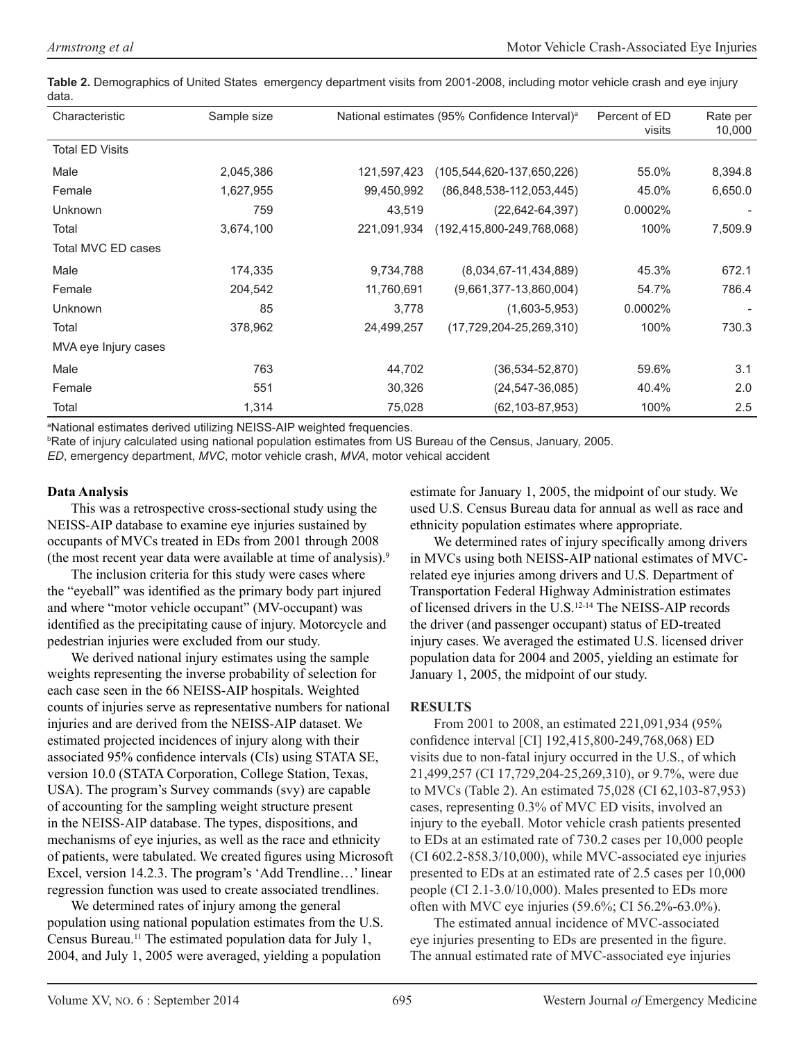**Table 2.** Demographics of United States emergency department visits from 2001-2008, including motor vehicle crash and eye injury data.

| Characteristic | Sample size | National estimates (95% Confidence Interval)[a] | | Percent of ED visits | Rate per 10,000 |
|---|---|---|---|---|---|
| Total ED Visits | | | | | |
| Male | 2,045,386 | 121,597,423 | (105,544,620-137,650,226) | 55.0% | 8,394.8 |
| Female | 1,627,955 | 99,450,992 | (86,848,538-112,053,445) | 45.0% | 6,650.0 |
| Unknown | 759 | 43,519 | (22,642-64,397) | 0.0002% | - |
| Total | 3,674,100 | 221,091,934 | (192,415,800-249,768,068) | 100% | 7,509.9 |
| Total MVC ED cases | | | | | |
| Male | 174,335 | 9,734,788 | (8,034,67-11,434,889) | 45.3% | 672.1 |
| Female | 204,542 | 11,760,691 | (9,661,377-13,860,004) | 54.7% | 786.4 |
| Unknown | 85 | 3,778 | (1,603-5,953) | 0.0002% | - |
| Total | 378,962 | 24,499,257 | (17,729,204-25,269,310) | 100% | 730.3 |
| MVA eye Injury cases | | | | | |
| Male | 763 | 44,702 | (36,534-52,870) | 59.6% | 3.1 |
| Female | 551 | 30,326 | (24,547-36,085) | 40.4% | 2.0 |
| Total | 1,314 | 75,028 | (62,103-87,953) | 100% | 2.5 |

[a]National estimates derived utilizing NEISS-AIP weighted frequencies.
[b]Rate of injury calculated using national population estimates from US Bureau of the Census, January, 2005.
*ED*, emergency department, *MVC*, motor vehicle crash, *MVA*, motor vehical accident

**Data Analysis**

This was a retrospective cross-sectional study using the NEISS-AIP database to examine eye injuries sustained by occupants of MVCs treated in EDs from 2001 through 2008 (the most recent year data were available at time of analysis).[9]

The inclusion criteria for this study were cases where the "eyeball" was identified as the primary body part injured and where "motor vehicle occupant" (MV-occupant) was identified as the precipitating cause of injury. Motorcycle and pedestrian injuries were excluded from our study.

We derived national injury estimates using the sample weights representing the inverse probability of selection for each case seen in the 66 NEISS-AIP hospitals. Weighted counts of injuries serve as representative numbers for national injuries and are derived from the NEISS-AIP dataset. We estimated projected incidences of injury along with their associated 95% confidence intervals (CIs) using STATA SE, version 10.0 (STATA Corporation, College Station, Texas, USA). The program's Survey commands (svy) are capable of accounting for the sampling weight structure present in the NEISS-AIP database. The types, dispositions, and mechanisms of eye injuries, as well as the race and ethnicity of patients, were tabulated. We created figures using Microsoft Excel, version 14.2.3. The program's 'Add Trendline…' linear regression function was used to create associated trendlines.

We determined rates of injury among the general population using national population estimates from the U.S. Census Bureau.[11] The estimated population data for July 1, 2004, and July 1, 2005 were averaged, yielding a population estimate for January 1, 2005, the midpoint of our study. We used U.S. Census Bureau data for annual as well as race and ethnicity population estimates where appropriate.

We determined rates of injury specifically among drivers in MVCs using both NEISS-AIP national estimates of MVC-related eye injuries among drivers and U.S. Department of Transportation Federal Highway Administration estimates of licensed drivers in the U.S.[12-14] The NEISS-AIP records the driver (and passenger occupant) status of ED-treated injury cases. We averaged the estimated U.S. licensed driver population data for 2004 and 2005, yielding an estimate for January 1, 2005, the midpoint of our study.

**RESULTS**

From 2001 to 2008, an estimated 221,091,934 (95% confidence interval [CI] 192,415,800-249,768,068) ED visits due to non-fatal injury occurred in the U.S., of which 21,499,257 (CI 17,729,204-25,269,310), or 9.7%, were due to MVCs (Table 2). An estimated 75,028 (CI 62,103-87,953) cases, representing 0.3% of MVC ED visits, involved an injury to the eyeball. Motor vehicle crash patients presented to EDs at an estimated rate of 730.2 cases per 10,000 people (CI 602.2-858.3/10,000), while MVC-associated eye injuries presented to EDs at an estimated rate of 2.5 cases per 10,000 people (CI 2.1-3.0/10,000). Males presented to EDs more often with MVC eye injuries (59.6%; CI 56.2%-63.0%).

The estimated annual incidence of MVC-associated eye injuries presenting to EDs are presented in the figure. The annual estimated rate of MVC-associated eye injuries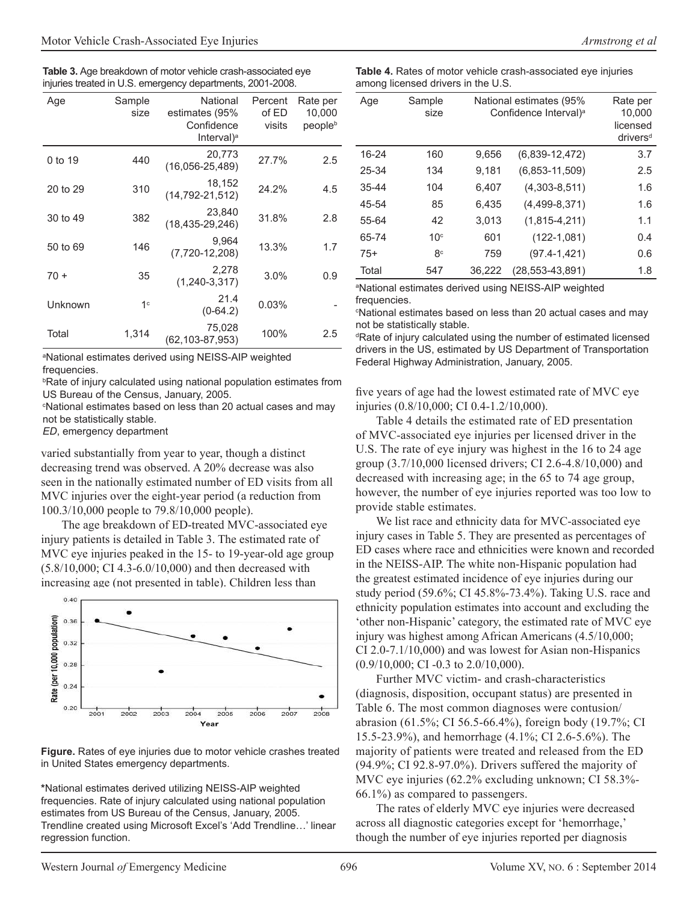**Table 3.** Age breakdown of motor vehicle crash-associated eye injuries treated in U.S. emergency departments, 2001-2008.

| Age | Sample size | National estimates (95% Confidence Interval)[a] | Percent of ED visits | Rate per 10,000 people[b] |
|---|---|---|---|---|
| 0 to 19 | 440 | 20,773 (16,056-25,489) | 27.7% | 2.5 |
| 20 to 29 | 310 | 18,152 (14,792-21,512) | 24.2% | 4.5 |
| 30 to 49 | 382 | 23,840 (18,435-29,246) | 31.8% | 2.8 |
| 50 to 69 | 146 | 9,964 (7,720-12,208) | 13.3% | 1.7 |
| 70 + | 35 | 2,278 (1,240-3,317) | 3.0% | 0.9 |
| Unknown | 1[c] | 21.4 (0-64.2) | 0.03% | - |
| Total | 1,314 | 75,028 (62,103-87,953) | 100% | 2.5 |

[a]National estimates derived using NEISS-AIP weighted frequencies.
[b]Rate of injury calculated using national population estimates from US Bureau of the Census, January, 2005.
[c]National estimates based on less than 20 actual cases and may not be statistically stable.
*ED*, emergency department

varied substantially from year to year, though a distinct decreasing trend was observed. A 20% decrease was also seen in the nationally estimated number of ED visits from all MVC injuries over the eight-year period (a reduction from 100.3/10,000 people to 79.8/10,000 people).

The age breakdown of ED-treated MVC-associated eye injury patients is detailed in Table 3. The estimated rate of MVC eye injuries peaked in the 15- to 19-year-old age group (5.8/10,000; CI 4.3-6.0/10,000) and then decreased with increasing age (not presented in table). Children less than five years of age had the lowest estimated rate of MVC eye injuries (0.8/10,000; CI 0.4-1.2/10,000).

**Figure.** Rates of eye injuries due to motor vehicle crashes treated in United States emergency departments.

*National estimates derived utilizing NEISS-AIP weighted frequencies. Rate of injury calculated using national population estimates from US Bureau of the Census, January, 2005. Trendline created using Microsoft Excel's 'Add Trendline…' linear regression function.

**Table 4.** Rates of motor vehicle crash-associated eye injuries among licensed drivers in the U.S.

| Age | Sample size | National estimates (95% Confidence Interval)[a] | | Rate per 10,000 licensed drivers[d] |
|---|---|---|---|---|
| 16-24 | 160 | 9,656 | (6,839-12,472) | 3.7 |
| 25-34 | 134 | 9,181 | (6,853-11,509) | 2.5 |
| 35-44 | 104 | 6,407 | (4,303-8,511) | 1.6 |
| 45-54 | 85 | 6,435 | (4,499-8,371) | 1.6 |
| 55-64 | 42 | 3,013 | (1,815-4,211) | 1.1 |
| 65-74 | 10[c] | 601 | (122-1,081) | 0.4 |
| 75+ | 8[c] | 759 | (97.4-1,421) | 0.6 |
| Total | 547 | 36,222 | (28,553-43,891) | 1.8 |

[a]National estimates derived using NEISS-AIP weighted frequencies.
[c]National estimates based on less than 20 actual cases and may not be statistically stable.
[d]Rate of injury calculated using the number of estimated licensed drivers in the US, estimated by US Department of Transportation Federal Highway Administration, January, 2005.

Table 4 details the estimated rate of ED presentation of MVC-associated eye injuries per licensed driver in the U.S. The rate of eye injury was highest in the 16 to 24 age group (3.7/10,000 licensed drivers; CI 2.6-4.8/10,000) and decreased with increasing age; in the 65 to 74 age group, however, the number of eye injuries reported was too low to provide stable estimates.

We list race and ethnicity data for MVC-associated eye injury cases in Table 5. They are presented as percentages of ED cases where race and ethnicities were known and recorded in the NEISS-AIP. The white non-Hispanic population had the greatest estimated incidence of eye injuries during our study period (59.6%; CI 45.8%-73.4%). Taking U.S. race and ethnicity population estimates into account and excluding the 'other non-Hispanic' category, the estimated rate of MVC eye injury was highest among African Americans (4.5/10,000; CI 2.0-7.1/10,000) and was lowest for Asian non-Hispanics (0.9/10,000; CI -0.3 to 2.0/10,000).

Further MVC victim- and crash-characteristics (diagnosis, disposition, occupant status) are presented in Table 6. The most common diagnoses were contusion/abrasion (61.5%; CI 56.5-66.4%), foreign body (19.7%; CI 15.5-23.9%), and hemorrhage (4.1%; CI 2.6-5.6%). The majority of patients were treated and released from the ED (94.9%; CI 92.8-97.0%). Drivers suffered the majority of MVC eye injuries (62.2% excluding unknown; CI 58.3%-66.1%) as compared to passengers.

The rates of elderly MVC eye injuries were decreased across all diagnostic categories except for 'hemorrhage,' though the number of eye injuries reported per diagnosis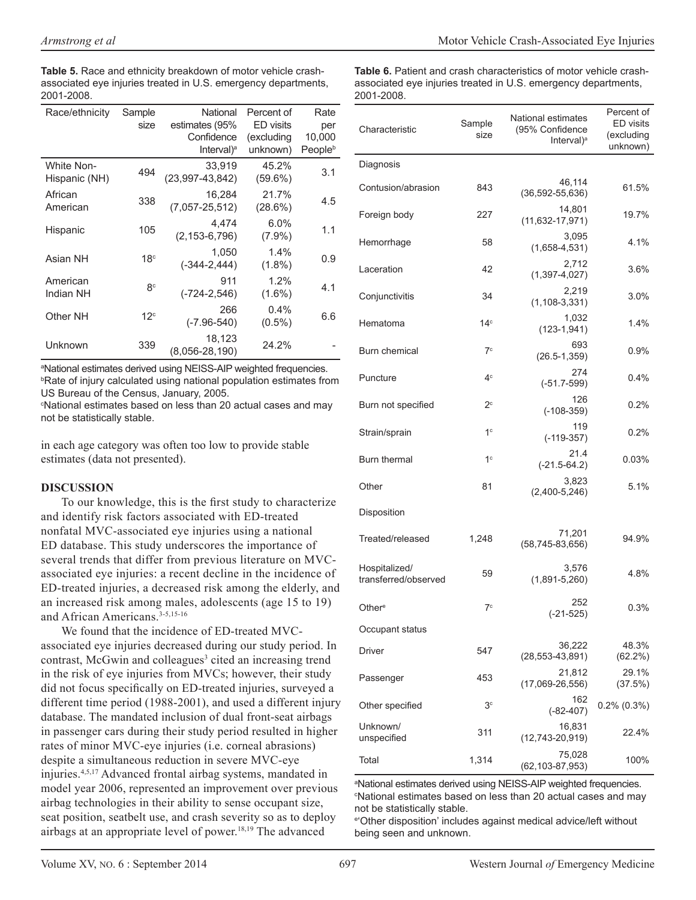**Table 5.** Race and ethnicity breakdown of motor vehicle crash-associated eye injuries treated in U.S. emergency departments, 2001-2008.

| Race/ethnicity | Sample size | National estimates (95% Confidence Interval)[a] | Percent of ED visits (excluding unknown) | Rate per 10,000 People[b] |
|---|---|---|---|---|
| White Non-Hispanic (NH) | 494 | 33,919 (23,997-43,842) | 45.2% (59.6%) | 3.1 |
| African American | 338 | 16,284 (7,057-25,512) | 21.7% (28.6%) | 4.5 |
| Hispanic | 105 | 4,474 (2,153-6,796) | 6.0% (7.9%) | 1.1 |
| Asian NH | 18[c] | 1,050 (-344-2,444) | 1.4% (1.8%) | 0.9 |
| American Indian NH | 8[c] | 911 (-724-2,546) | 1.2% (1.6%) | 4.1 |
| Other NH | 12[c] | 266 (-7.96-540) | 0.4% (0.5%) | 6.6 |
| Unknown | 339 | 18,123 (8,056-28,190) | 24.2% | - |

[a]National estimates derived using NEISS-AIP weighted frequencies.
[b]Rate of injury calculated using national population estimates from US Bureau of the Census, January, 2005.
[c]National estimates based on less than 20 actual cases and may not be statistically stable.

in each age category was often too low to provide stable estimates (data not presented).

## DISCUSSION

To our knowledge, this is the first study to characterize and identify risk factors associated with ED-treated nonfatal MVC-associated eye injuries using a national ED database. This study underscores the importance of several trends that differ from previous literature on MVC-associated eye injuries: a recent decline in the incidence of ED-treated injuries, a decreased risk among the elderly, and an increased risk among males, adolescents (age 15 to 19) and African Americans.[3-5,15-16]

We found that the incidence of ED-treated MVC-associated eye injuries decreased during our study period. In contrast, McGwin and colleagues[3] cited an increasing trend in the risk of eye injuries from MVCs; however, their study did not focus specifically on ED-treated injuries, surveyed a different time period (1988-2001), and used a different injury database. The mandated inclusion of dual front-seat airbags in passenger cars during their study period resulted in higher rates of minor MVC-eye injuries (i.e. corneal abrasions) despite a simultaneous reduction in severe MVC-eye injuries.[4,5,17] Advanced frontal airbag systems, mandated in model year 2006, represented an improvement over previous airbag technologies in their ability to sense occupant size, seat position, seatbelt use, and crash severity so as to deploy airbags at an appropriate level of power.[18,19] The advanced

**Table 6.** Patient and crash characteristics of motor vehicle crash-associated eye injuries treated in U.S. emergency departments, 2001-2008.

| Characteristic | Sample size | National estimates (95% Confidence Interval)[a] | Percent of ED visits (excluding unknown) |
|---|---|---|---|
| Diagnosis | | | |
| Contusion/abrasion | 843 | 46,114 (36,592-55,636) | 61.5% |
| Foreign body | 227 | 14,801 (11,632-17,971) | 19.7% |
| Hemorrhage | 58 | 3,095 (1,658-4,531) | 4.1% |
| Laceration | 42 | 2,712 (1,397-4,027) | 3.6% |
| Conjunctivitis | 34 | 2,219 (1,108-3,331) | 3.0% |
| Hematoma | 14[c] | 1,032 (123-1,941) | 1.4% |
| Burn chemical | 7[c] | 693 (26.5-1,359) | 0.9% |
| Puncture | 4[c] | 274 (-51.7-599) | 0.4% |
| Burn not specified | 2[c] | 126 (-108-359) | 0.2% |
| Strain/sprain | 1[c] | 119 (-119-357) | 0.2% |
| Burn thermal | 1[c] | 21.4 (-21.5-64.2) | 0.03% |
| Other | 81 | 3,823 (2,400-5,246) | 5.1% |
| Disposition | | | |
| Treated/released | 1,248 | 71,201 (58,745-83,656) | 94.9% |
| Hospitalized/ transferred/observed | 59 | 3,576 (1,891-5,260) | 4.8% |
| Other[e] | 7[c] | 252 (-21-525) | 0.3% |
| Occupant status | | | |
| Driver | 547 | 36,222 (28,553-43,891) | 48.3% (62.2%) |
| Passenger | 453 | 21,812 (17,069-26,556) | 29.1% (37.5%) |
| Other specified | 3[c] | 162 (-82-407) | 0.2% (0.3%) |
| Unknown/ unspecified | 311 | 16,831 (12,743-20,919) | 22.4% |
| Total | 1,314 | 75,028 (62,103-87,953) | 100% |

[a]National estimates derived using NEISS-AIP weighted frequencies.
[c]National estimates based on less than 20 actual cases and may not be statistically stable.
[e]'Other disposition' includes against medical advice/left without being seen and unknown.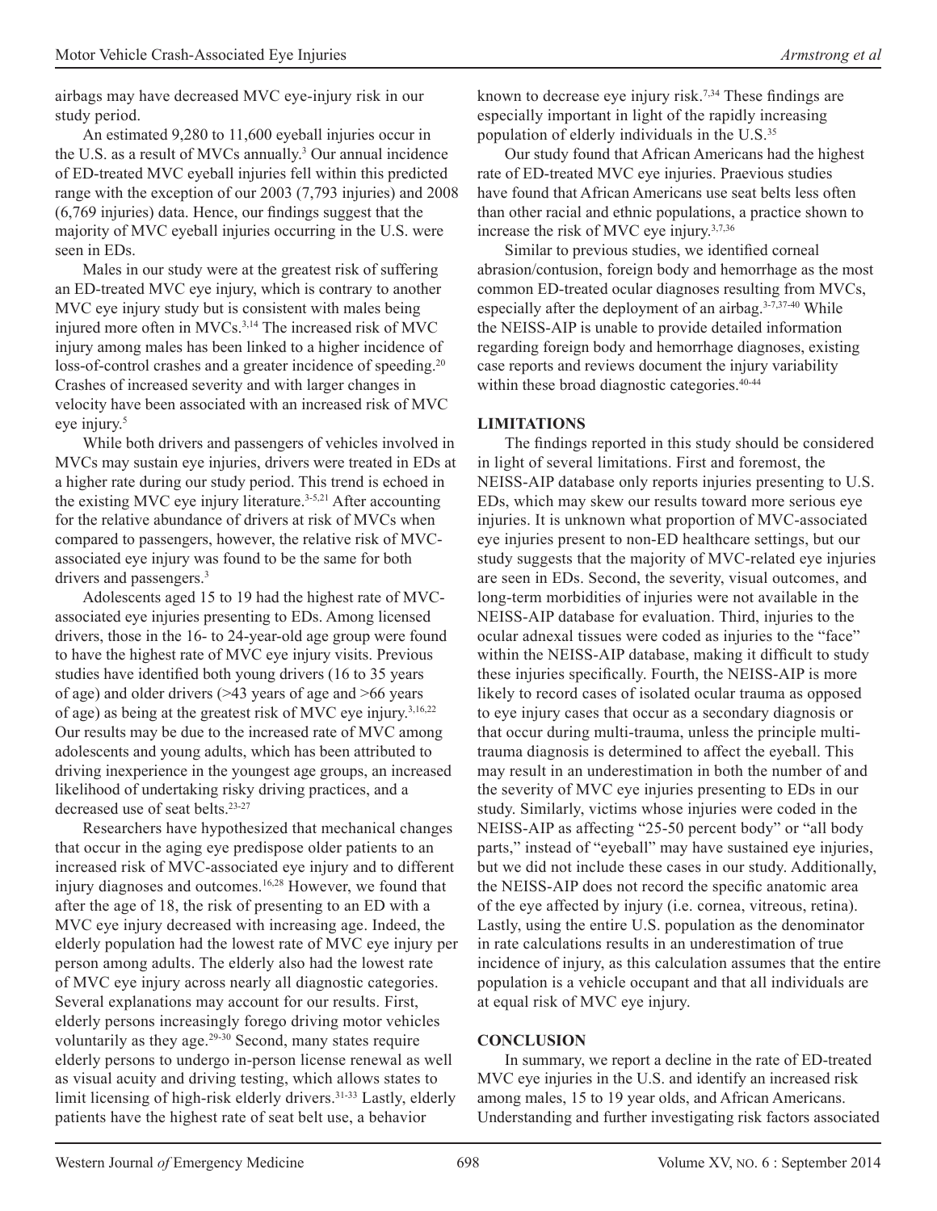airbags may have decreased MVC eye-injury risk in our study period.

An estimated 9,280 to 11,600 eyeball injuries occur in the U.S. as a result of MVCs annually.[3] Our annual incidence of ED-treated MVC eyeball injuries fell within this predicted range with the exception of our 2003 (7,793 injuries) and 2008 (6,769 injuries) data. Hence, our findings suggest that the majority of MVC eyeball injuries occurring in the U.S. were seen in EDs.

Males in our study were at the greatest risk of suffering an ED-treated MVC eye injury, which is contrary to another MVC eye injury study but is consistent with males being injured more often in MVCs.[3,14] The increased risk of MVC injury among males has been linked to a higher incidence of loss-of-control crashes and a greater incidence of speeding.[20] Crashes of increased severity and with larger changes in velocity have been associated with an increased risk of MVC eye injury.[5]

While both drivers and passengers of vehicles involved in MVCs may sustain eye injuries, drivers were treated in EDs at a higher rate during our study period. This trend is echoed in the existing MVC eye injury literature.[3-5,21] After accounting for the relative abundance of drivers at risk of MVCs when compared to passengers, however, the relative risk of MVC-associated eye injury was found to be the same for both drivers and passengers.[3]

Adolescents aged 15 to 19 had the highest rate of MVC-associated eye injuries presenting to EDs. Among licensed drivers, those in the 16- to 24-year-old age group were found to have the highest rate of MVC eye injury visits. Previous studies have identified both young drivers (16 to 35 years of age) and older drivers (>43 years of age and >66 years of age) as being at the greatest risk of MVC eye injury.[3,16,22] Our results may be due to the increased rate of MVC among adolescents and young adults, which has been attributed to driving inexperience in the youngest age groups, an increased likelihood of undertaking risky driving practices, and a decreased use of seat belts.[23-27]

Researchers have hypothesized that mechanical changes that occur in the aging eye predispose older patients to an increased risk of MVC-associated eye injury and to different injury diagnoses and outcomes.[16,28] However, we found that after the age of 18, the risk of presenting to an ED with a MVC eye injury decreased with increasing age. Indeed, the elderly population had the lowest rate of MVC eye injury per person among adults. The elderly also had the lowest rate of MVC eye injury across nearly all diagnostic categories. Several explanations may account for our results. First, elderly persons increasingly forego driving motor vehicles voluntarily as they age.[29-30] Second, many states require elderly persons to undergo in-person license renewal as well as visual acuity and driving testing, which allows states to limit licensing of high-risk elderly drivers.[31-33] Lastly, elderly patients have the highest rate of seat belt use, a behavior known to decrease eye injury risk.[7,34] These findings are especially important in light of the rapidly increasing population of elderly individuals in the U.S.[35]

Our study found that African Americans had the highest rate of ED-treated MVC eye injuries. Praevious studies have found that African Americans use seat belts less often than other racial and ethnic populations, a practice shown to increase the risk of MVC eye injury.[3,7,36]

Similar to previous studies, we identified corneal abrasion/contusion, foreign body and hemorrhage as the most common ED-treated ocular diagnoses resulting from MVCs, especially after the deployment of an airbag.[3-7,37-40] While the NEISS-AIP is unable to provide detailed information regarding foreign body and hemorrhage diagnoses, existing case reports and reviews document the injury variability within these broad diagnostic categories.[40-44]

## LIMITATIONS

The findings reported in this study should be considered in light of several limitations. First and foremost, the NEISS-AIP database only reports injuries presenting to U.S. EDs, which may skew our results toward more serious eye injuries. It is unknown what proportion of MVC-associated eye injuries present to non-ED healthcare settings, but our study suggests that the majority of MVC-related eye injuries are seen in EDs. Second, the severity, visual outcomes, and long-term morbidities of injuries were not available in the NEISS-AIP database for evaluation. Third, injuries to the ocular adnexal tissues were coded as injuries to the "face" within the NEISS-AIP database, making it difficult to study these injuries specifically. Fourth, the NEISS-AIP is more likely to record cases of isolated ocular trauma as opposed to eye injury cases that occur as a secondary diagnosis or that occur during multi-trauma, unless the principle multi-trauma diagnosis is determined to affect the eyeball. This may result in an underestimation in both the number of and the severity of MVC eye injuries presenting to EDs in our study. Similarly, victims whose injuries were coded in the NEISS-AIP as affecting "25-50 percent body" or "all body parts," instead of "eyeball" may have sustained eye injuries, but we did not include these cases in our study. Additionally, the NEISS-AIP does not record the specific anatomic area of the eye affected by injury (i.e. cornea, vitreous, retina). Lastly, using the entire U.S. population as the denominator in rate calculations results in an underestimation of true incidence of injury, as this calculation assumes that the entire population is a vehicle occupant and that all individuals are at equal risk of MVC eye injury.

## CONCLUSION

In summary, we report a decline in the rate of ED-treated MVC eye injuries in the U.S. and identify an increased risk among males, 15 to 19 year olds, and African Americans. Understanding and further investigating risk factors associated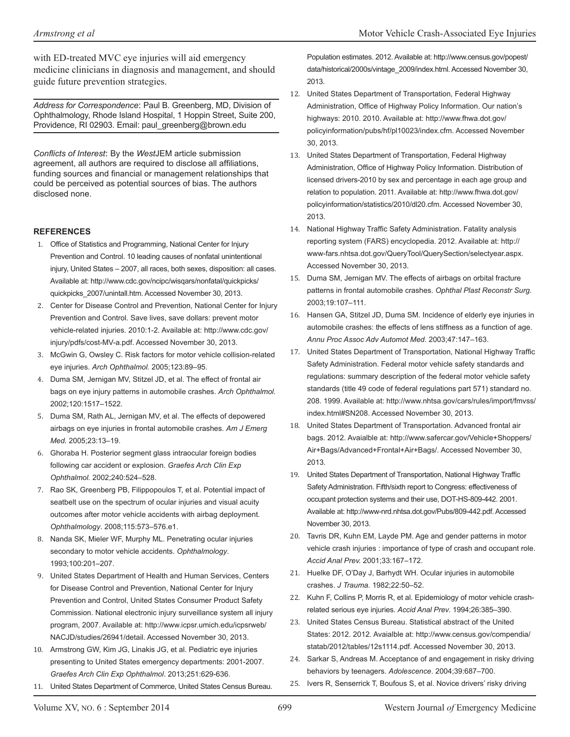with ED-treated MVC eye injuries will aid emergency medicine clinicians in diagnosis and management, and should guide future prevention strategies.

*Address for Correspondence*: Paul B. Greenberg, MD, Division of Ophthalmology, Rhode Island Hospital, 1 Hoppin Street, Suite 200, Providence, RI 02903. Email: paul_greenberg@brown.edu

*Conflicts of Interest*: By the *West*JEM article submission agreement, all authors are required to disclose all affiliations, funding sources and financial or management relationships that could be perceived as potential sources of bias. The authors disclosed none.

## REFERENCES

1. Office of Statistics and Programming, National Center for Injury Prevention and Control. 10 leading causes of nonfatal unintentional injury, United States – 2007, all races, both sexes, disposition: all cases. Available at: http://www.cdc.gov/ncipc/wisqars/nonfatal/quickpicks/quickpicks_2007/unintall.htm. Accessed November 30, 2013.
2. Center for Disease Control and Prevention, National Center for Injury Prevention and Control. Save lives, save dollars: prevent motor vehicle-related injuries. 2010:1-2. Available at: http://www.cdc.gov/injury/pdfs/cost-MV-a.pdf. Accessed November 30, 2013.
3. McGwin G, Owsley C. Risk factors for motor vehicle collision-related eye injuries. *Arch Ophthalmol.* 2005;123:89–95.
4. Duma SM, Jernigan MV, Stitzel JD, et al. The effect of frontal air bags on eye injury patterns in automobile crashes. *Arch Ophthalmol.* 2002;120:1517–1522.
5. Duma SM, Rath AL, Jernigan MV, et al. The effects of depowered airbags on eye injuries in frontal automobile crashes. *Am J Emerg Med.* 2005;23:13–19.
6. Ghoraba H. Posterior segment glass intraocular foreign bodies following car accident or explosion. *Graefes Arch Clin Exp Ophthalmol.* 2002;240:524–528.
7. Rao SK, Greenberg PB, Filippopoulos T, et al. Potential impact of seatbelt use on the spectrum of ocular injuries and visual acuity outcomes after motor vehicle accidents with airbag deployment. *Ophthalmology*. 2008;115:573–576.e1.
8. Nanda SK, Mieler WF, Murphy ML. Penetrating ocular injuries secondary to motor vehicle accidents. *Ophthalmology*. 1993;100:201–207.
9. United States Department of Health and Human Services, Centers for Disease Control and Prevention, National Center for Injury Prevention and Control, United States Consumer Product Safety Commission. National electronic injury surveillance system all injury program, 2007. Available at: http://www.icpsr.umich.edu/icpsrweb/NACJD/studies/26941/detail. Accessed November 30, 2013.
10. Armstrong GW, Kim JG, Linakis JG, et al. Pediatric eye injuries presenting to United States emergency departments: 2001-2007. *Graefes Arch Clin Exp Ophthalmol*. 2013;251:629-636.
11. United States Department of Commerce, United States Census Bureau. Population estimates. 2012. Available at: http://www.census.gov/popest/data/historical/2000s/vintage_2009/index.html. Accessed November 30, 2013.
12. United States Department of Transportation, Federal Highway Administration, Office of Highway Policy Information. Our nation's highways: 2010. 2010. Available at: http://www.fhwa.dot.gov/policyinformation/pubs/hf/pl10023/index.cfm. Accessed November 30, 2013.
13. United States Department of Transportation, Federal Highway Administration, Office of Highway Policy Information. Distribution of licensed drivers-2010 by sex and percentage in each age group and relation to population. 2011. Available at: http://www.fhwa.dot.gov/policyinformation/statistics/2010/dl20.cfm. Accessed November 30, 2013.
14. National Highway Traffic Safety Administration. Fatality analysis reporting system (FARS) encyclopedia. 2012. Available at: http://www-fars.nhtsa.dot.gov/QueryTool/QuerySection/selectyear.aspx. Accessed November 30, 2013.
15. Duma SM, Jernigan MV. The effects of airbags on orbital fracture patterns in frontal automobile crashes. *Ophthal Plast Reconstr Surg.* 2003;19:107–111.
16. Hansen GA, Stitzel JD, Duma SM. Incidence of elderly eye injuries in automobile crashes: the effects of lens stiffness as a function of age. *Annu Proc Assoc Adv Automot Med*. 2003;47:147–163.
17. United States Department of Transportation, National Highway Traffic Safety Administration. Federal motor vehicle safety standards and regulations: summary description of the federal motor vehicle safety standards (title 49 code of federal regulations part 571) standard no. 208. 1999. Available at: http://www.nhtsa.gov/cars/rules/import/fmvss/index.html#SN208. Accessed November 30, 2013.
18. United States Department of Transportation. Advanced frontal air bags. 2012. Avaialble at: http://www.safercar.gov/Vehicle+Shoppers/Air+Bags/Advanced+Frontal+Air+Bags/. Accessed November 30, 2013.
19. United States Department of Transportation, National Highway Traffic Safety Administration. Fifth/sixth report to Congress: effectiveness of occupant protection systems and their use, DOT-HS-809-442. 2001. Available at: http://www-nrd.nhtsa.dot.gov/Pubs/809-442.pdf. Accessed November 30, 2013.
20. Tavris DR, Kuhn EM, Layde PM. Age and gender patterns in motor vehicle crash injuries : importance of type of crash and occupant role. *Accid Anal Prev.* 2001;33:167–172.
21. Huelke DF, O'Day J, Barhydt WH. Ocular injuries in automobile crashes. *J Trauma.* 1982;22:50–52.
22. Kuhn F, Collins P, Morris R, et al. Epidemiology of motor vehicle crash-related serious eye injuries. *Accid Anal Prev*. 1994;26:385–390.
23. United States Census Bureau. Statistical abstract of the United States: 2012. 2012. Avaialble at: http://www.census.gov/compendia/statab/2012/tables/12s1114.pdf. Accessed November 30, 2013.
24. Sarkar S, Andreas M. Acceptance of and engagement in risky driving behaviors by teenagers. *Adolescence*. 2004;39:687–700.
25. Ivers R, Senserrick T, Boufous S, et al. Novice drivers' risky driving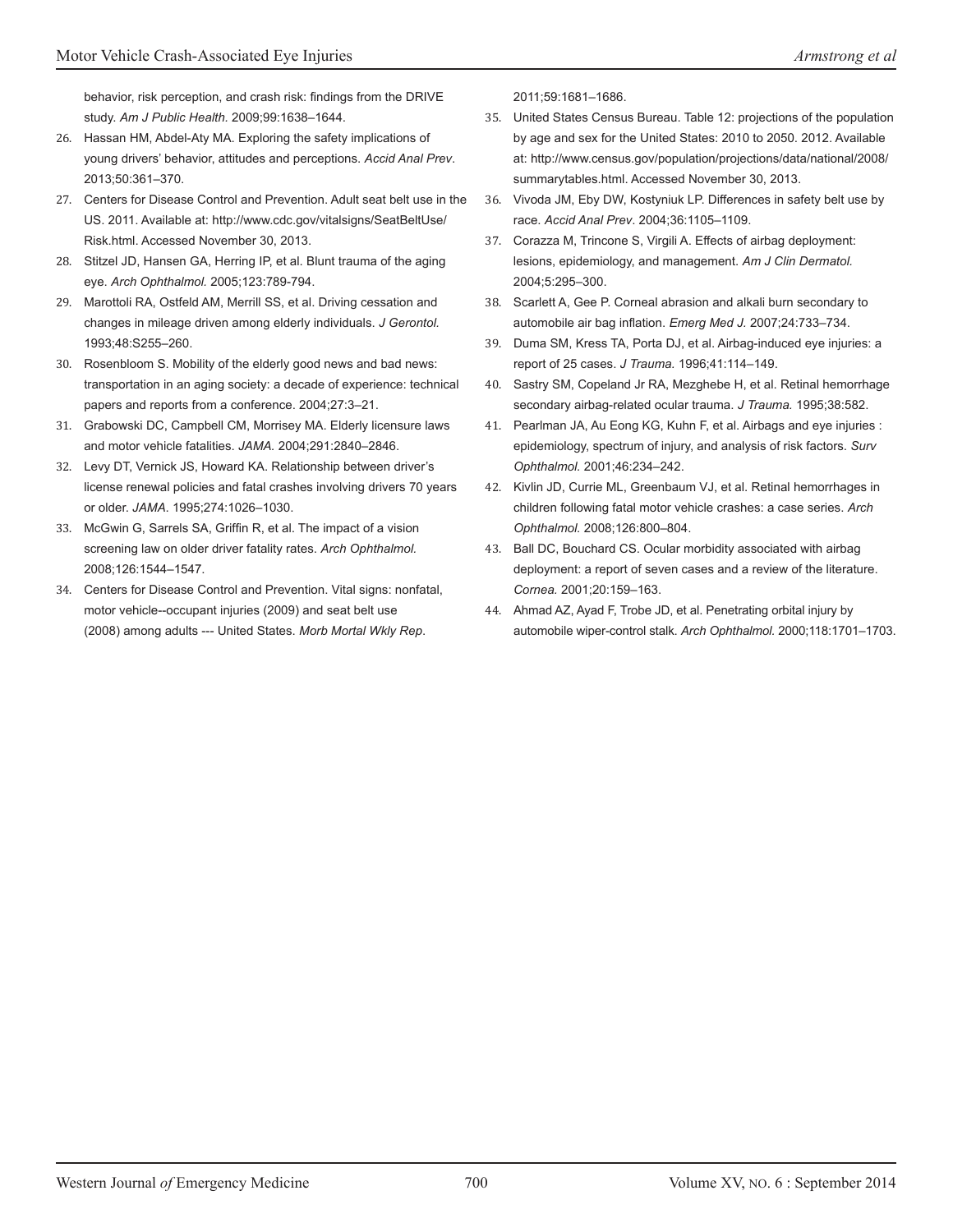behavior, risk perception, and crash risk: findings from the DRIVE study. *Am J Public Health.* 2009;99:1638–1644.

26. Hassan HM, Abdel-Aty MA. Exploring the safety implications of young drivers' behavior, attitudes and perceptions. *Accid Anal Prev*. 2013;50:361–370.
27. Centers for Disease Control and Prevention. Adult seat belt use in the US. 2011. Available at: http://www.cdc.gov/vitalsigns/SeatBeltUse/Risk.html. Accessed November 30, 2013.
28. Stitzel JD, Hansen GA, Herring IP, et al. Blunt trauma of the aging eye. *Arch Ophthalmol.* 2005;123:789-794.
29. Marottoli RA, Ostfeld AM, Merrill SS, et al. Driving cessation and changes in mileage driven among elderly individuals. *J Gerontol.* 1993;48:S255–260.
30. Rosenbloom S. Mobility of the elderly good news and bad news: transportation in an aging society: a decade of experience: technical papers and reports from a conference. 2004;27:3–21.
31. Grabowski DC, Campbell CM, Morrisey MA. Elderly licensure laws and motor vehicle fatalities. *JAMA.* 2004;291:2840–2846.
32. Levy DT, Vernick JS, Howard KA. Relationship between driver's license renewal policies and fatal crashes involving drivers 70 years or older. *JAMA*. 1995;274:1026–1030.
33. McGwin G, Sarrels SA, Griffin R, et al. The impact of a vision screening law on older driver fatality rates. *Arch Ophthalmol.* 2008;126:1544–1547.
34. Centers for Disease Control and Prevention. Vital signs: nonfatal, motor vehicle--occupant injuries (2009) and seat belt use (2008) among adults --- United States. *Morb Mortal Wkly Rep*. 2011;59:1681–1686.
35. United States Census Bureau. Table 12: projections of the population by age and sex for the United States: 2010 to 2050. 2012. Available at: http://www.census.gov/population/projections/data/national/2008/summarytables.html. Accessed November 30, 2013.
36. Vivoda JM, Eby DW, Kostyniuk LP. Differences in safety belt use by race. *Accid Anal Prev*. 2004;36:1105–1109.
37. Corazza M, Trincone S, Virgili A. Effects of airbag deployment: lesions, epidemiology, and management. *Am J Clin Dermatol.* 2004;5:295–300.
38. Scarlett A, Gee P. Corneal abrasion and alkali burn secondary to automobile air bag inflation. *Emerg Med J.* 2007;24:733–734.
39. Duma SM, Kress TA, Porta DJ, et al. Airbag-induced eye injuries: a report of 25 cases. *J Trauma.* 1996;41:114–149.
40. Sastry SM, Copeland Jr RA, Mezghebe H, et al. Retinal hemorrhage secondary airbag-related ocular trauma. *J Trauma.* 1995;38:582.
41. Pearlman JA, Au Eong KG, Kuhn F, et al. Airbags and eye injuries : epidemiology, spectrum of injury, and analysis of risk factors. *Surv Ophthalmol.* 2001;46:234–242.
42. Kivlin JD, Currie ML, Greenbaum VJ, et al. Retinal hemorrhages in children following fatal motor vehicle crashes: a case series. *Arch Ophthalmol.* 2008;126:800–804.
43. Ball DC, Bouchard CS. Ocular morbidity associated with airbag deployment: a report of seven cases and a review of the literature. *Cornea.* 2001;20:159–163.
44. Ahmad AZ, Ayad F, Trobe JD, et al. Penetrating orbital injury by automobile wiper-control stalk. *Arch Ophthalmol.* 2000;118:1701–1703.